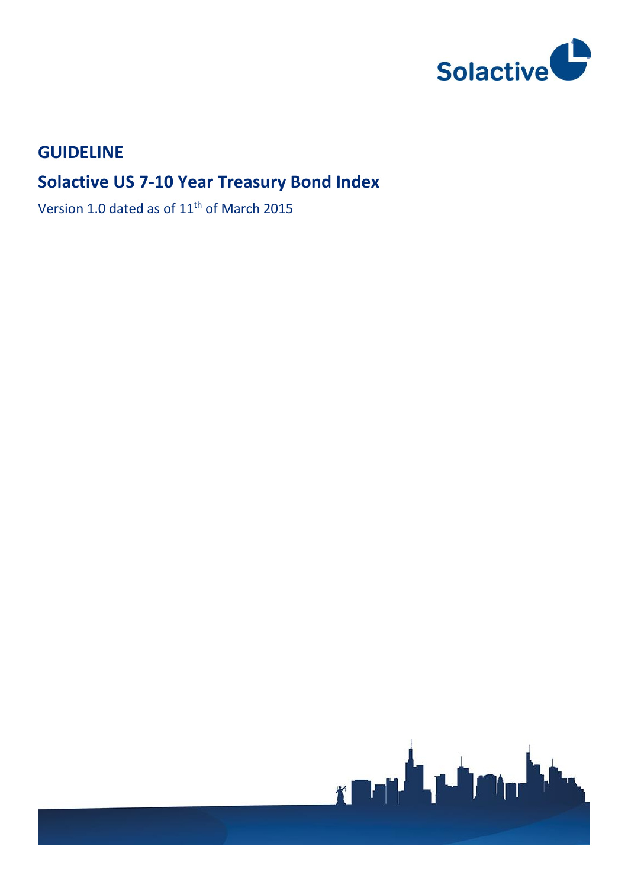# GUIDELINE

## Solactive US 7-10 Year Treasury Bond Index

Version 1.0 dated as of 11th of March 2015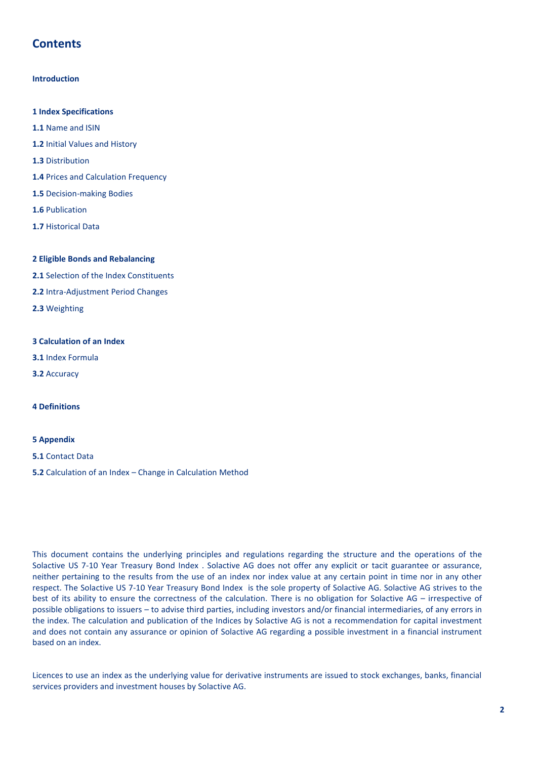# Contents

**Introduction**

**1 Index Specifications**

**1.1** Name and ISIN

**1.2** Initial Values and History

**1.3** Distribution

**1.4** Prices and Calculation Frequency

**1.5** Decision-making Bodies

**1.6** Publication

**1.7** Historical Data

**2 Eligible Bonds and Rebalancing**

**2.1** Selection of the Index Constituents

**2.2** Intra-Adjustment Period Changes

**2.3** Weighting

**3 Calculation of an Index**

**3.1** Index Formula

**3.2** Accuracy

**4 Definitions**

**5 Appendix**

**5.1** Contact Data

**5.2** Calculation of an Index – Change in Calculation Method

This document contains the underlying principles and regulations regarding the structure and the operations of the Solactive US 7-10 Year Treasury Bond Index . Solactive AG does not offer any explicit or tacit guarantee or assurance, neither pertaining to the results from the use of an index nor index value at any certain point in time nor in any other respect. The Solactive US 7-10 Year Treasury Bond Index is the sole property of Solactive AG. Solactive AG strives to the best of its ability to ensure the correctness of the calculation. There is no obligation for Solactive AG – irrespective of possible obligations to issuers – to advise third parties, including investors and/or financial intermediaries, of any errors in the index. The calculation and publication of the Indices by Solactive AG is not a recommendation for capital investment and does not contain any assurance or opinion of Solactive AG regarding a possible investment in a financial instrument based on an index.

Licences to use an index as the underlying value for derivative instruments are issued to stock exchanges, banks, financial services providers and investment houses by Solactive AG.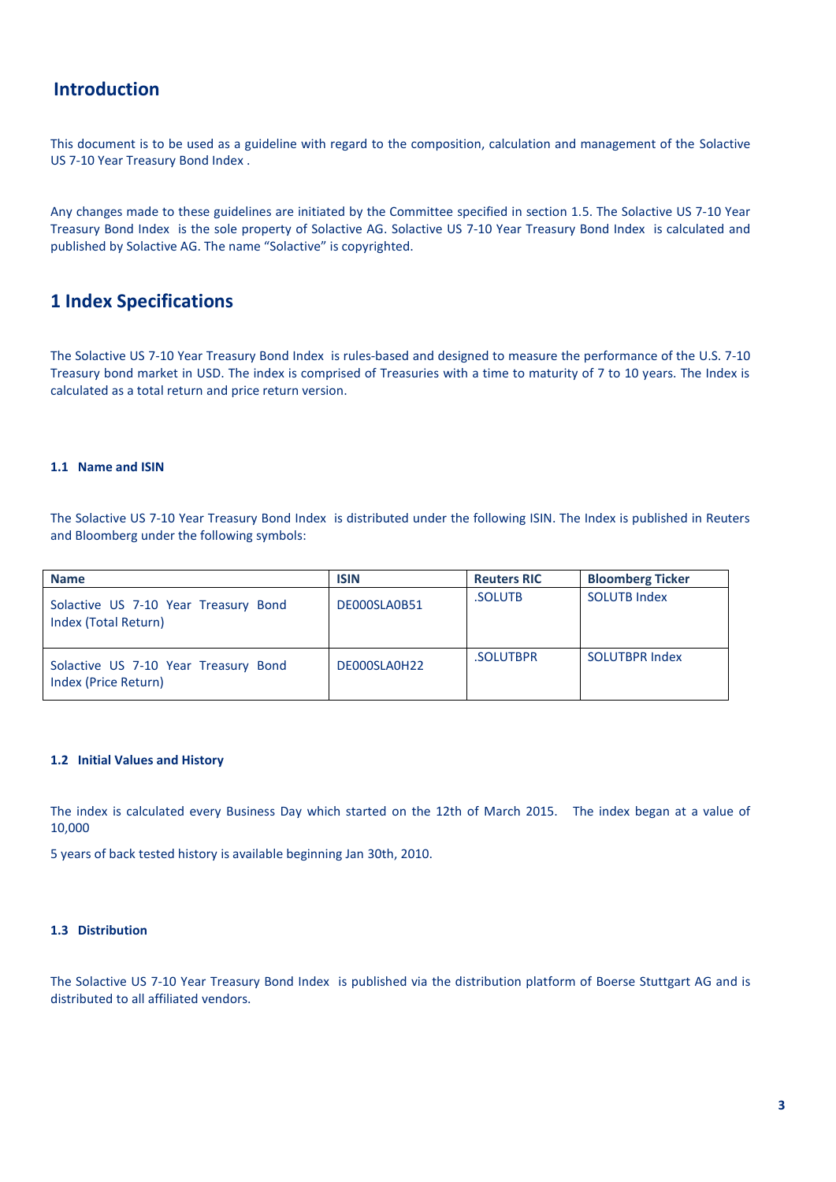# Introduction

This document is to be used as a guideline with regard to the composition, calculation and management of the Solactive US 7-10 Year Treasury Bond Index .

Any changes made to these guidelines are initiated by the Committee specified in section 1.5. The Solactive US 7-10 Year Treasury Bond Index is the sole property of Solactive AG. Solactive US 7-10 Year Treasury Bond Index is calculated and published by Solactive AG. The name "Solactive" is copyrighted.

# 1 Index Specifications

The Solactive US 7-10 Year Treasury Bond Index is rules-based and designed to measure the performance of the U.S. 7-10 Treasury bond market in USD. The index is comprised of Treasuries with a time to maturity of 7 to 10 years. The Index is calculated as a total return and price return version.

### 1.1 Name and ISIN

The Solactive US 7-10 Year Treasury Bond Index is distributed under the following ISIN. The Index is published in Reuters and Bloomberg under the following symbols:

| Name | ISIN | Reuters RIC | Bloomberg Ticker |
|---|---|---|---|
| Solactive US 7-10 Year Treasury Bond Index (Total Return) | DE000SLA0B51 | .SOLUTB | SOLUTB Index |
| Solactive US 7-10 Year Treasury Bond Index (Price Return) | DE000SLA0H22 | .SOLUTBPR | SOLUTBPR Index |

### 1.2 Initial Values and History

The index is calculated every Business Day which started on the 12th of March 2015. The index began at a value of 10,000

5 years of back tested history is available beginning Jan 30th, 2010.

### 1.3 Distribution

The Solactive US 7-10 Year Treasury Bond Index is published via the distribution platform of Boerse Stuttgart AG and is distributed to all affiliated vendors.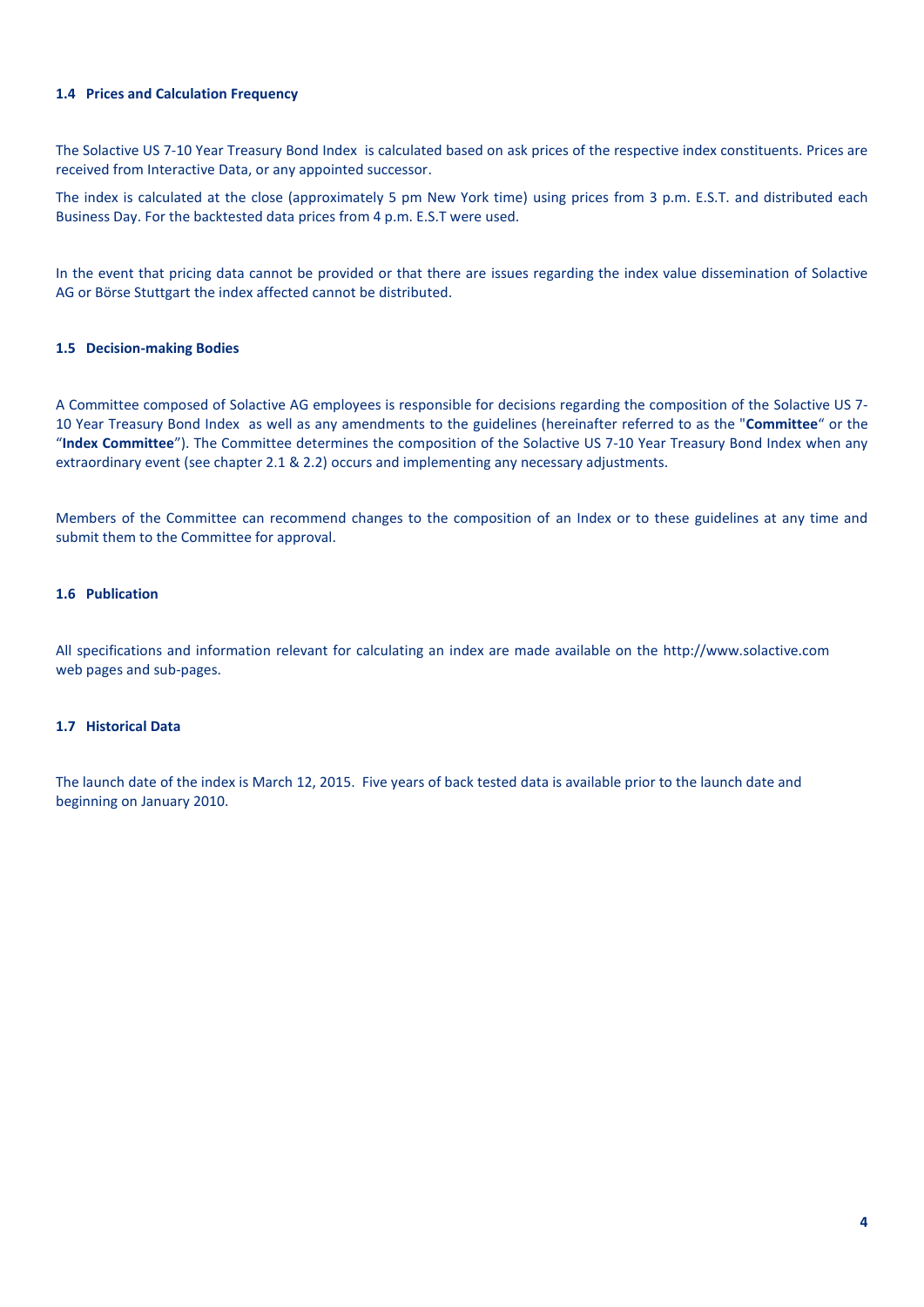### 1.4 Prices and Calculation Frequency

The Solactive US 7-10 Year Treasury Bond Index is calculated based on ask prices of the respective index constituents. Prices are received from Interactive Data, or any appointed successor.

The index is calculated at the close (approximately 5 pm New York time) using prices from 3 p.m. E.S.T. and distributed each Business Day. For the backtested data prices from 4 p.m. E.S.T were used.

In the event that pricing data cannot be provided or that there are issues regarding the index value dissemination of Solactive AG or Börse Stuttgart the index affected cannot be distributed.

### 1.5 Decision-making Bodies

A Committee composed of Solactive AG employees is responsible for decisions regarding the composition of the Solactive US 7-10 Year Treasury Bond Index as well as any amendments to the guidelines (hereinafter referred to as the "**Committee**" or the "**Index Committee**"). The Committee determines the composition of the Solactive US 7-10 Year Treasury Bond Index when any extraordinary event (see chapter 2.1 & 2.2) occurs and implementing any necessary adjustments.

Members of the Committee can recommend changes to the composition of an Index or to these guidelines at any time and submit them to the Committee for approval.

### 1.6 Publication

All specifications and information relevant for calculating an index are made available on the http://www.solactive.com web pages and sub-pages.

### 1.7 Historical Data

The launch date of the index is March 12, 2015. Five years of back tested data is available prior to the launch date and beginning on January 2010.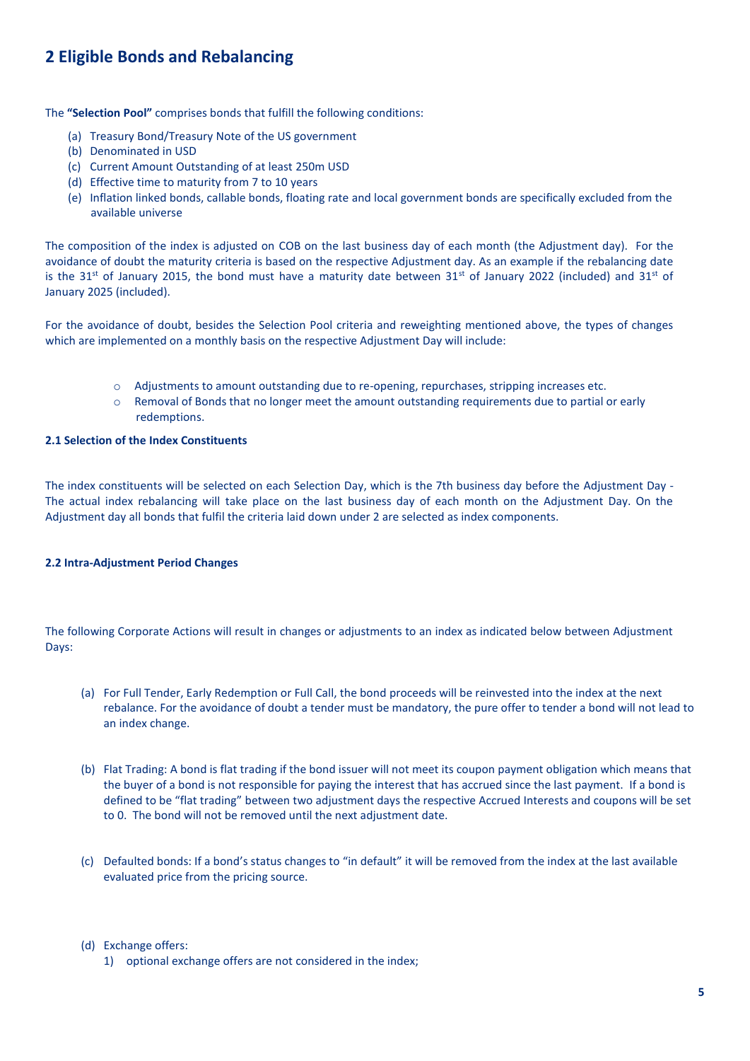## 2 Eligible Bonds and Rebalancing

The **"Selection Pool"** comprises bonds that fulfill the following conditions:

(a) Treasury Bond/Treasury Note of the US government
(b) Denominated in USD
(c) Current Amount Outstanding of at least 250m USD
(d) Effective time to maturity from 7 to 10 years
(e) Inflation linked bonds, callable bonds, floating rate and local government bonds are specifically excluded from the available universe

The composition of the index is adjusted on COB on the last business day of each month (the Adjustment day). For the avoidance of doubt the maturity criteria is based on the respective Adjustment day. As an example if the rebalancing date is the 31st of January 2015, the bond must have a maturity date between 31st of January 2022 (included) and 31st of January 2025 (included).

For the avoidance of doubt, besides the Selection Pool criteria and reweighting mentioned above, the types of changes which are implemented on a monthly basis on the respective Adjustment Day will include:

- Adjustments to amount outstanding due to re-opening, repurchases, stripping increases etc.
- Removal of Bonds that no longer meet the amount outstanding requirements due to partial or early redemptions.

#### 2.1 Selection of the Index Constituents

The index constituents will be selected on each Selection Day, which is the 7th business day before the Adjustment Day - The actual index rebalancing will take place on the last business day of each month on the Adjustment Day. On the Adjustment day all bonds that fulfil the criteria laid down under 2 are selected as index components.

#### 2.2 Intra-Adjustment Period Changes

The following Corporate Actions will result in changes or adjustments to an index as indicated below between Adjustment Days:

(a) For Full Tender, Early Redemption or Full Call, the bond proceeds will be reinvested into the index at the next rebalance. For the avoidance of doubt a tender must be mandatory, the pure offer to tender a bond will not lead to an index change.

(b) Flat Trading: A bond is flat trading if the bond issuer will not meet its coupon payment obligation which means that the buyer of a bond is not responsible for paying the interest that has accrued since the last payment. If a bond is defined to be "flat trading" between two adjustment days the respective Accrued Interests and coupons will be set to 0. The bond will not be removed until the next adjustment date.

(c) Defaulted bonds: If a bond's status changes to "in default" it will be removed from the index at the last available evaluated price from the pricing source.

(d) Exchange offers:
   1) optional exchange offers are not considered in the index;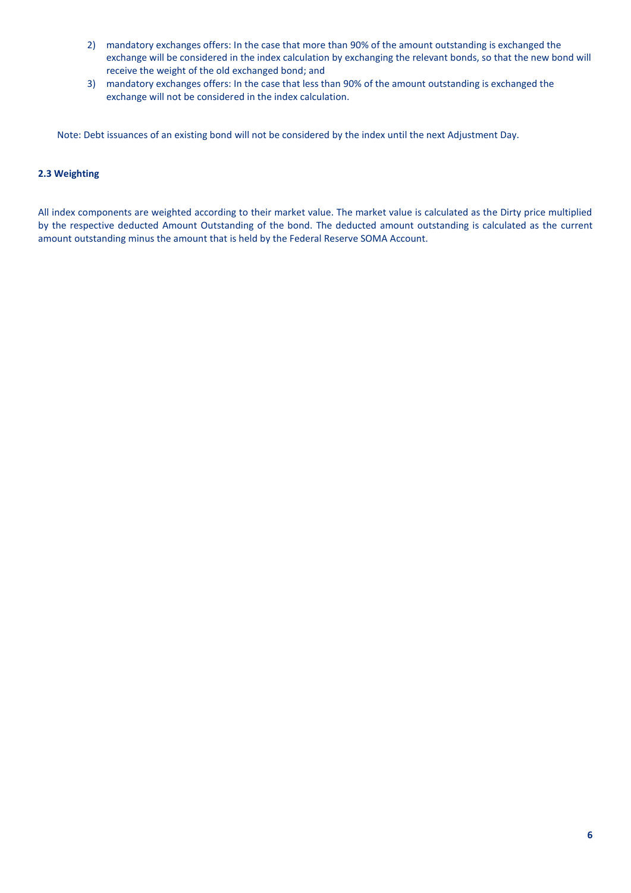2) mandatory exchanges offers: In the case that more than 90% of the amount outstanding is exchanged the exchange will be considered in the index calculation by exchanging the relevant bonds, so that the new bond will receive the weight of the old exchanged bond; and
3) mandatory exchanges offers: In the case that less than 90% of the amount outstanding is exchanged the exchange will not be considered in the index calculation.

Note: Debt issuances of an existing bond will not be considered by the index until the next Adjustment Day.

### 2.3 Weighting

All index components are weighted according to their market value. The market value is calculated as the Dirty price multiplied by the respective deducted Amount Outstanding of the bond. The deducted amount outstanding is calculated as the current amount outstanding minus the amount that is held by the Federal Reserve SOMA Account.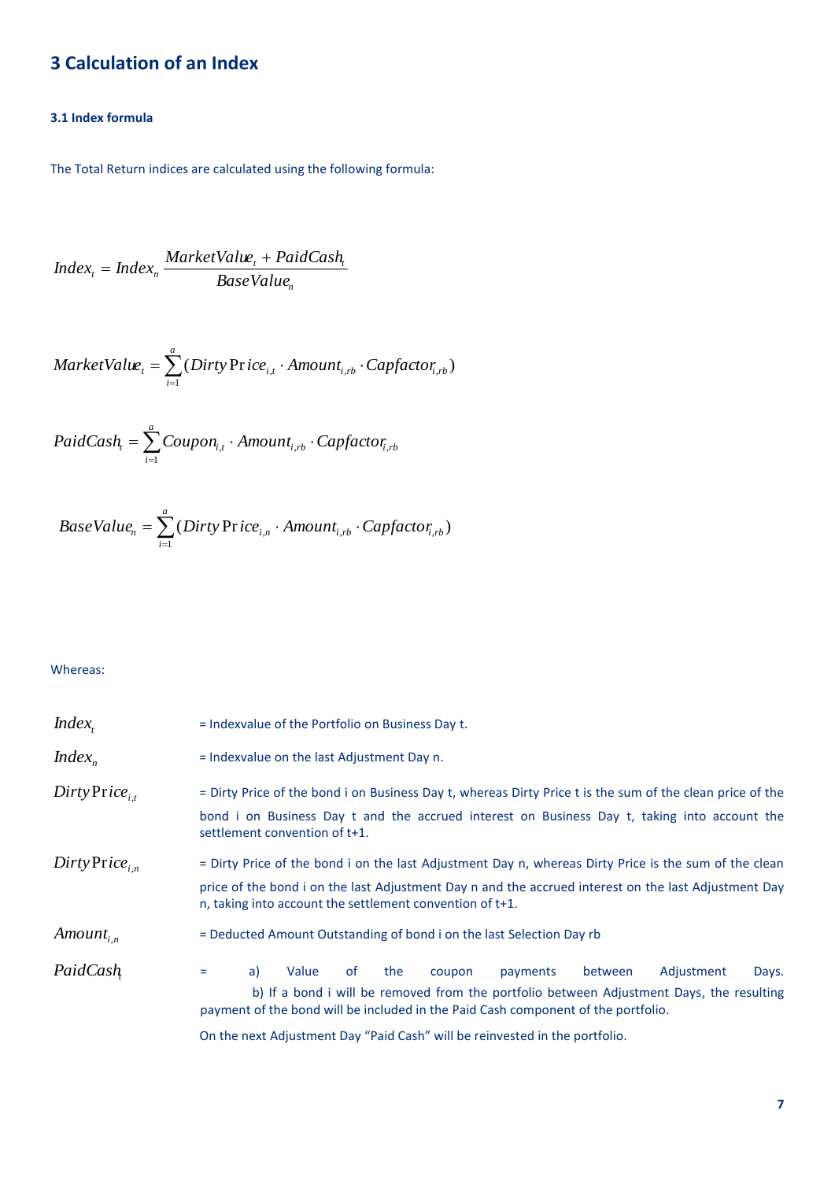# 3 Calculation of an Index

### 3.1 Index formula

The Total Return indices are calculated using the following formula:

$$Index_t = Index_n \frac{MarketValue_t + PaidCash_t}{BaseValue_n}$$

$$MarketValue_t = \sum_{i=1}^{a} (Dirty\,Price_{i,t} \cdot Amount_{i,rb} \cdot Capfactor_{i,rb})$$

$$PaidCash_t = \sum_{i=1}^{a} Coupon_{i,t} \cdot Amount_{i,rb} \cdot Capfactor_{i,rb}$$

$$BaseValue_n = \sum_{i=1}^{a} (Dirty\,Price_{i,n} \cdot Amount_{i,rb} \cdot Capfactor_{i,rb})$$

Whereas:

| | |
|---|---|
| $Index_t$ | = Indexvalue of the Portfolio on Business Day t. |
| $Index_n$ | = Indexvalue on the last Adjustment Day n. |
| $Dirty\,Price_{i,t}$ | = Dirty Price of the bond i on Business Day t, whereas Dirty Price t is the sum of the clean price of the bond i on Business Day t and the accrued interest on Business Day t, taking into account the settlement convention of t+1. |
| $Dirty\,Price_{i,n}$ | = Dirty Price of the bond i on the last Adjustment Day n, whereas Dirty Price is the sum of the clean price of the bond i on the last Adjustment Day n and the accrued interest on the last Adjustment Day n, taking into account the settlement convention of t+1. |
| $Amount_{i,n}$ | = Deducted Amount Outstanding of bond i on the last Selection Day rb |
| $PaidCash_t$ | = a) Value of the coupon payments between Adjustment Days. b) If a bond i will be removed from the portfolio between Adjustment Days, the resulting payment of the bond will be included in the Paid Cash component of the portfolio. On the next Adjustment Day "Paid Cash" will be reinvested in the portfolio. |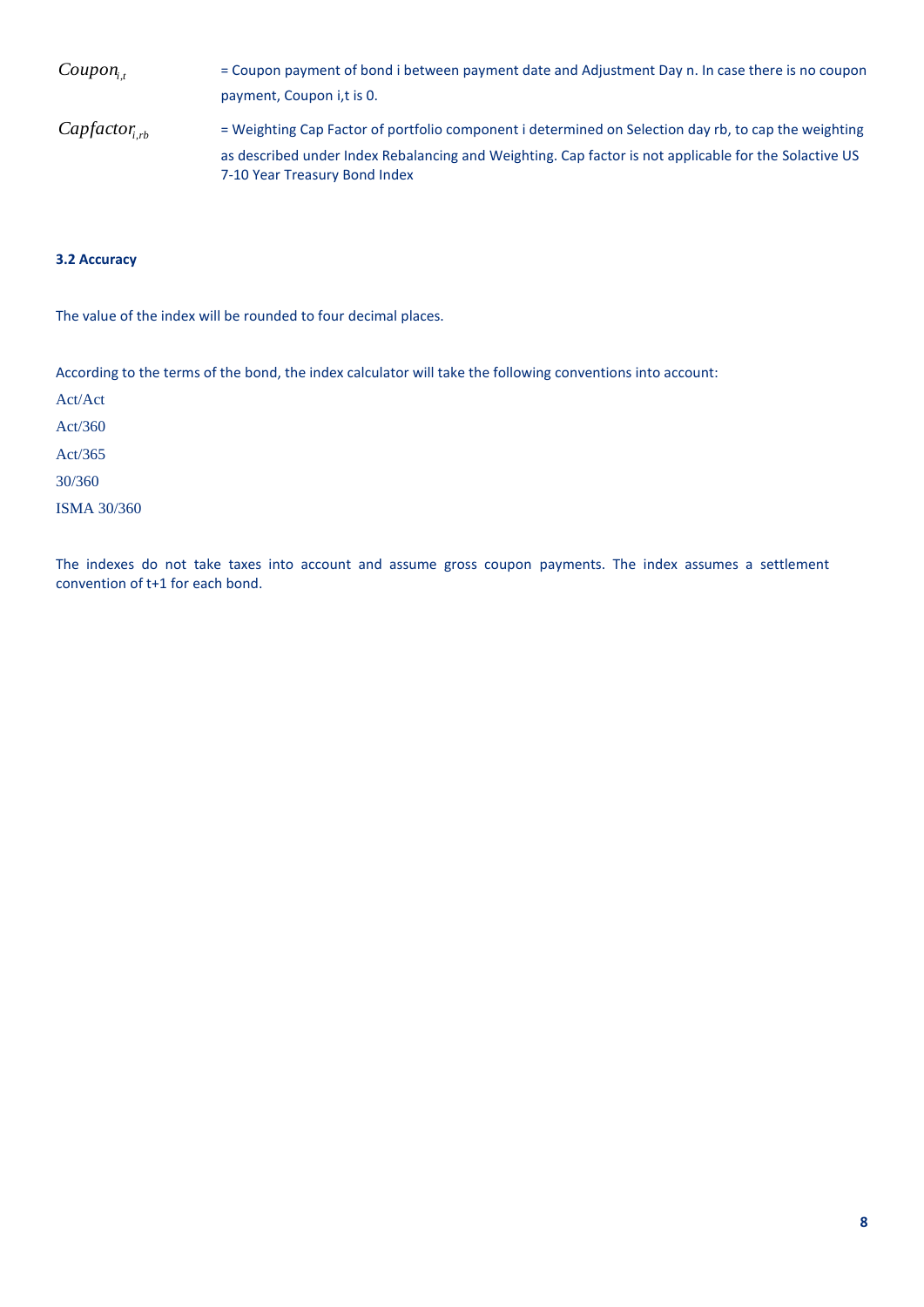$Coupon_{i,t}$ = Coupon payment of bond i between payment date and Adjustment Day n. In case there is no coupon payment, Coupon i,t is 0.

$Capfactor_{i,rb}$ = Weighting Cap Factor of portfolio component i determined on Selection day rb, to cap the weighting as described under Index Rebalancing and Weighting. Cap factor is not applicable for the Solactive US 7-10 Year Treasury Bond Index

### 3.2 Accuracy

The value of the index will be rounded to four decimal places.

According to the terms of the bond, the index calculator will take the following conventions into account:

Act/Act

Act/360

Act/365

30/360

ISMA 30/360

The indexes do not take taxes into account and assume gross coupon payments. The index assumes a settlement convention of t+1 for each bond.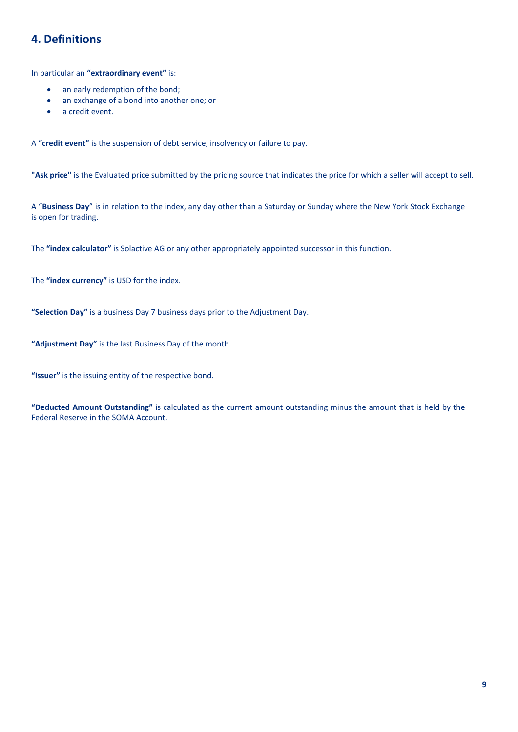## 4. Definitions

In particular an **"extraordinary event"** is:

- an early redemption of the bond;
- an exchange of a bond into another one; or
- a credit event.

A **"credit event"** is the suspension of debt service, insolvency or failure to pay.

**"Ask price"** is the Evaluated price submitted by the pricing source that indicates the price for which a seller will accept to sell.

A "**Business Day**" is in relation to the index, any day other than a Saturday or Sunday where the New York Stock Exchange is open for trading.

The **"index calculator"** is Solactive AG or any other appropriately appointed successor in this function.

The **"index currency"** is USD for the index.

**"Selection Day"** is a business Day 7 business days prior to the Adjustment Day.

**"Adjustment Day"** is the last Business Day of the month.

**"Issuer"** is the issuing entity of the respective bond.

**"Deducted Amount Outstanding"** is calculated as the current amount outstanding minus the amount that is held by the Federal Reserve in the SOMA Account.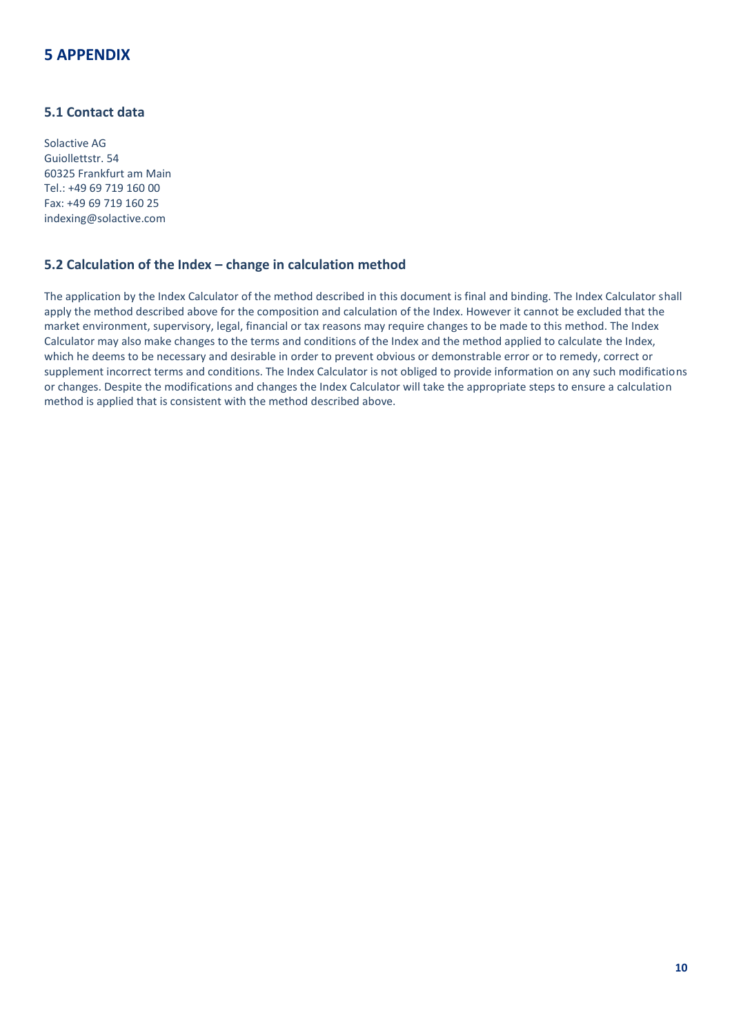# 5 APPENDIX

## 5.1 Contact data

Solactive AG
Guiollettstr. 54
60325 Frankfurt am Main
Tel.: +49 69 719 160 00
Fax: +49 69 719 160 25
indexing@solactive.com

## 5.2 Calculation of the Index – change in calculation method

The application by the Index Calculator of the method described in this document is final and binding. The Index Calculator shall apply the method described above for the composition and calculation of the Index. However it cannot be excluded that the market environment, supervisory, legal, financial or tax reasons may require changes to be made to this method. The Index Calculator may also make changes to the terms and conditions of the Index and the method applied to calculate the Index, which he deems to be necessary and desirable in order to prevent obvious or demonstrable error or to remedy, correct or supplement incorrect terms and conditions. The Index Calculator is not obliged to provide information on any such modifications or changes. Despite the modifications and changes the Index Calculator will take the appropriate steps to ensure a calculation method is applied that is consistent with the method described above.